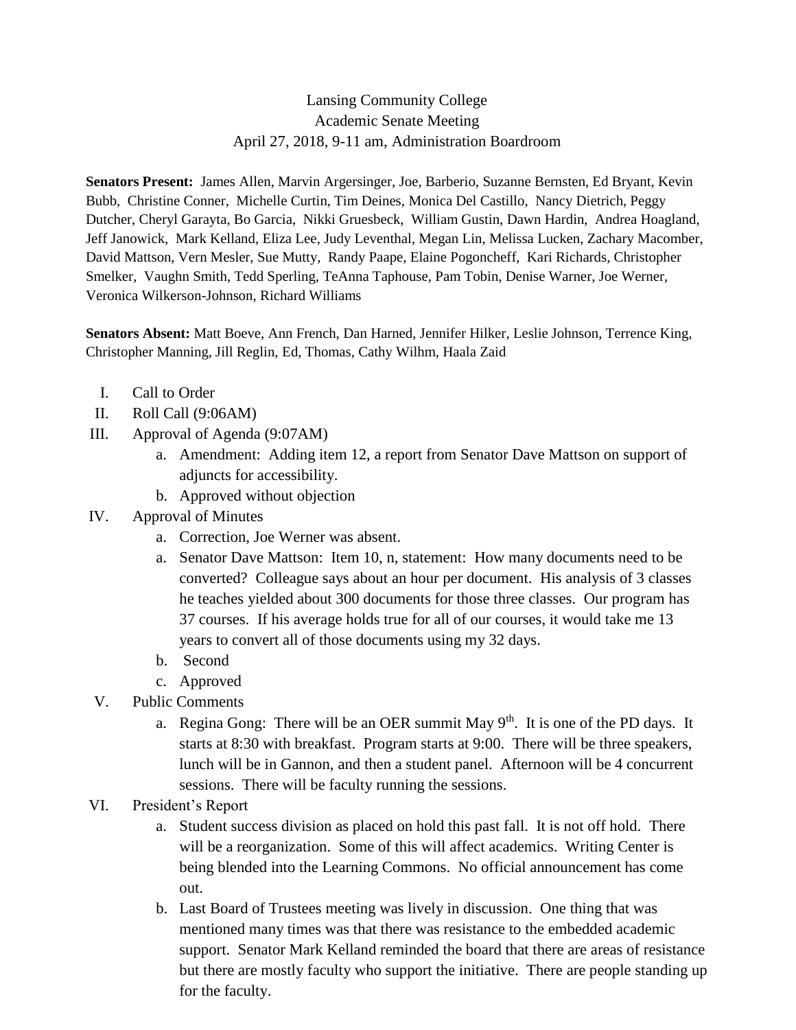Lansing Community College
Academic Senate Meeting
April 27, 2018, 9-11 am, Administration Boardroom

**Senators Present:** James Allen, Marvin Argersinger, Joe, Barberio, Suzanne Bernsten, Ed Bryant, Kevin Bubb, Christine Conner, Michelle Curtin, Tim Deines, Monica Del Castillo, Nancy Dietrich, Peggy Dutcher, Cheryl Garayta, Bo Garcia, Nikki Gruesbeck, William Gustin, Dawn Hardin, Andrea Hoagland, Jeff Janowick, Mark Kelland, Eliza Lee, Judy Leventhal, Megan Lin, Melissa Lucken, Zachary Macomber, David Mattson, Vern Mesler, Sue Mutty, Randy Paape, Elaine Pogoncheff, Kari Richards, Christopher Smelker, Vaughn Smith, Tedd Sperling, TeAnna Taphouse, Pam Tobin, Denise Warner, Joe Werner, Veronica Wilkerson-Johnson, Richard Williams

**Senators Absent:** Matt Boeve, Ann French, Dan Harned, Jennifer Hilker, Leslie Johnson, Terrence King, Christopher Manning, Jill Reglin, Ed, Thomas, Cathy Wilhm, Haala Zaid

I. Call to Order
II. Roll Call (9:06AM)
III. Approval of Agenda (9:07AM)
   a. Amendment: Adding item 12, a report from Senator Dave Mattson on support of adjuncts for accessibility.
   b. Approved without objection
IV. Approval of Minutes
   a. Correction, Joe Werner was absent.
   a. Senator Dave Mattson: Item 10, n, statement: How many documents need to be converted? Colleague says about an hour per document. His analysis of 3 classes he teaches yielded about 300 documents for those three classes. Our program has 37 courses. If his average holds true for all of our courses, it would take me 13 years to convert all of those documents using my 32 days.
   b. Second
   c. Approved
V. Public Comments
   a. Regina Gong: There will be an OER summit May 9th. It is one of the PD days. It starts at 8:30 with breakfast. Program starts at 9:00. There will be three speakers, lunch will be in Gannon, and then a student panel. Afternoon will be 4 concurrent sessions. There will be faculty running the sessions.
VI. President's Report
   a. Student success division as placed on hold this past fall. It is not off hold. There will be a reorganization. Some of this will affect academics. Writing Center is being blended into the Learning Commons. No official announcement has come out.
   b. Last Board of Trustees meeting was lively in discussion. One thing that was mentioned many times was that there was resistance to the embedded academic support. Senator Mark Kelland reminded the board that there are areas of resistance but there are mostly faculty who support the initiative. There are people standing up for the faculty.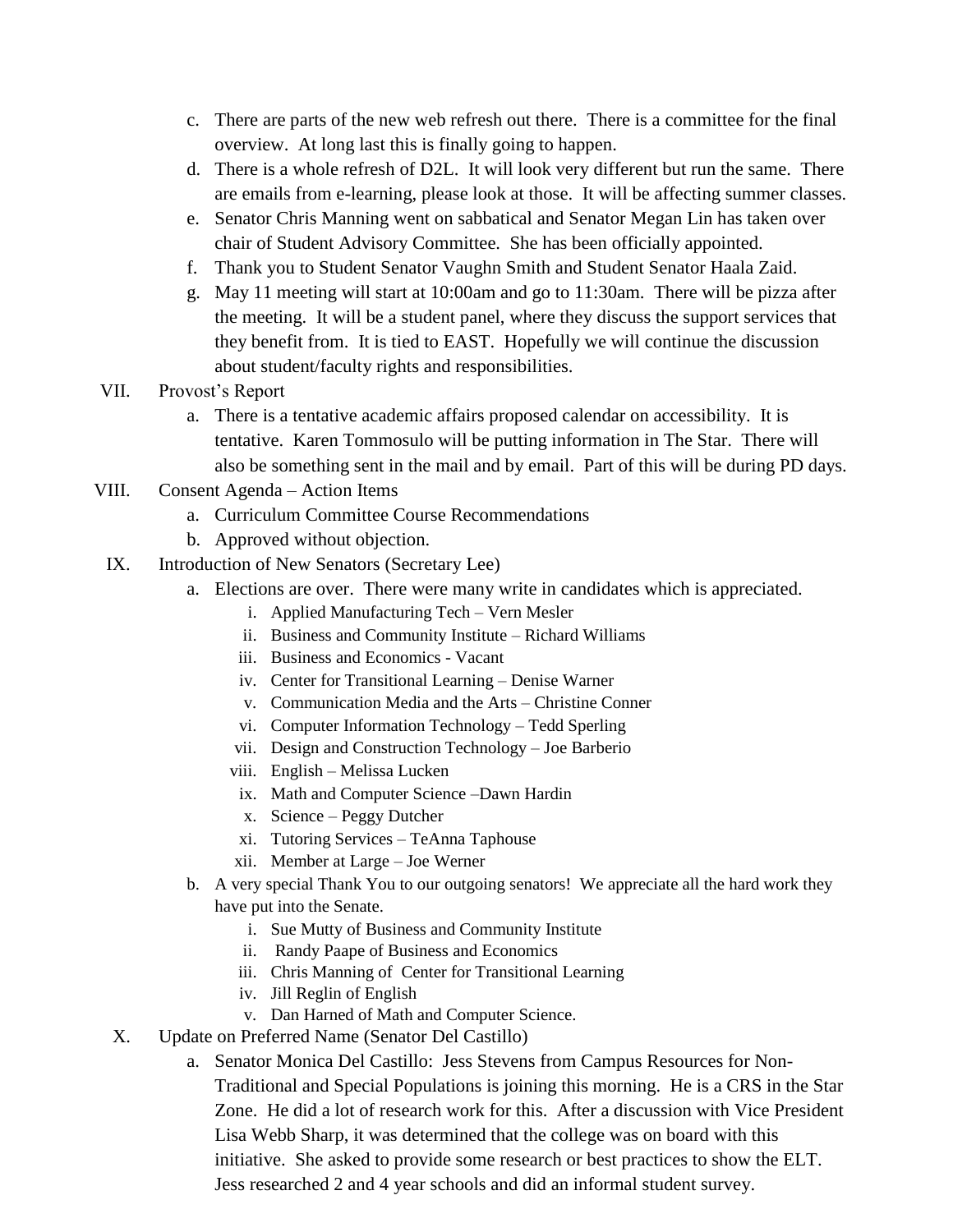c. There are parts of the new web refresh out there. There is a committee for the final overview. At long last this is finally going to happen.

d. There is a whole refresh of D2L. It will look very different but run the same. There are emails from e-learning, please look at those. It will be affecting summer classes.

e. Senator Chris Manning went on sabbatical and Senator Megan Lin has taken over chair of Student Advisory Committee. She has been officially appointed.

f. Thank you to Student Senator Vaughn Smith and Student Senator Haala Zaid.

g. May 11 meeting will start at 10:00am and go to 11:30am. There will be pizza after the meeting. It will be a student panel, where they discuss the support services that they benefit from. It is tied to EAST. Hopefully we will continue the discussion about student/faculty rights and responsibilities.

VII. Provost's Report

a. There is a tentative academic affairs proposed calendar on accessibility. It is tentative. Karen Tommosulo will be putting information in The Star. There will also be something sent in the mail and by email. Part of this will be during PD days.

VIII. Consent Agenda – Action Items

a. Curriculum Committee Course Recommendations

b. Approved without objection.

IX. Introduction of New Senators (Secretary Lee)

a. Elections are over. There were many write in candidates which is appreciated.

i. Applied Manufacturing Tech – Vern Mesler

ii. Business and Community Institute – Richard Williams

iii. Business and Economics - Vacant

iv. Center for Transitional Learning – Denise Warner

v. Communication Media and the Arts – Christine Conner

vi. Computer Information Technology – Tedd Sperling

vii. Design and Construction Technology – Joe Barberio

viii. English – Melissa Lucken

ix. Math and Computer Science –Dawn Hardin

x. Science – Peggy Dutcher

xi. Tutoring Services – TeAnna Taphouse

xii. Member at Large – Joe Werner

b. A very special Thank You to our outgoing senators! We appreciate all the hard work they have put into the Senate.

i. Sue Mutty of Business and Community Institute

ii. Randy Paape of Business and Economics

iii. Chris Manning of Center for Transitional Learning

iv. Jill Reglin of English

v. Dan Harned of Math and Computer Science.

X. Update on Preferred Name (Senator Del Castillo)

a. Senator Monica Del Castillo: Jess Stevens from Campus Resources for Non-Traditional and Special Populations is joining this morning. He is a CRS in the Star Zone. He did a lot of research work for this. After a discussion with Vice President Lisa Webb Sharp, it was determined that the college was on board with this initiative. She asked to provide some research or best practices to show the ELT. Jess researched 2 and 4 year schools and did an informal student survey.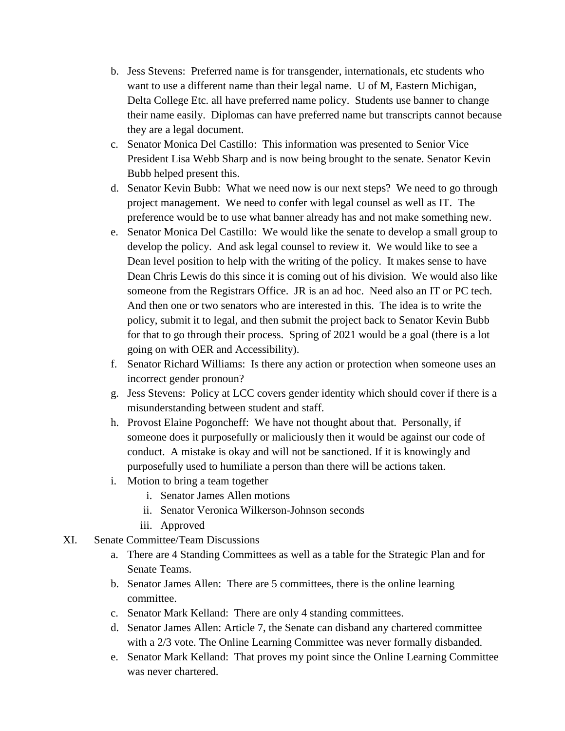b. Jess Stevens: Preferred name is for transgender, internationals, etc students who want to use a different name than their legal name. U of M, Eastern Michigan, Delta College Etc. all have preferred name policy. Students use banner to change their name easily. Diplomas can have preferred name but transcripts cannot because they are a legal document.

c. Senator Monica Del Castillo: This information was presented to Senior Vice President Lisa Webb Sharp and is now being brought to the senate. Senator Kevin Bubb helped present this.

d. Senator Kevin Bubb: What we need now is our next steps? We need to go through project management. We need to confer with legal counsel as well as IT. The preference would be to use what banner already has and not make something new.

e. Senator Monica Del Castillo: We would like the senate to develop a small group to develop the policy. And ask legal counsel to review it. We would like to see a Dean level position to help with the writing of the policy. It makes sense to have Dean Chris Lewis do this since it is coming out of his division. We would also like someone from the Registrars Office. JR is an ad hoc. Need also an IT or PC tech. And then one or two senators who are interested in this. The idea is to write the policy, submit it to legal, and then submit the project back to Senator Kevin Bubb for that to go through their process. Spring of 2021 would be a goal (there is a lot going on with OER and Accessibility).

f. Senator Richard Williams: Is there any action or protection when someone uses an incorrect gender pronoun?

g. Jess Stevens: Policy at LCC covers gender identity which should cover if there is a misunderstanding between student and staff.

h. Provost Elaine Pogoncheff: We have not thought about that. Personally, if someone does it purposefully or maliciously then it would be against our code of conduct. A mistake is okay and will not be sanctioned. If it is knowingly and purposefully used to humiliate a person than there will be actions taken.

i. Motion to bring a team together
   i. Senator James Allen motions
   ii. Senator Veronica Wilkerson-Johnson seconds
   iii. Approved

XI. Senate Committee/Team Discussions

a. There are 4 Standing Committees as well as a table for the Strategic Plan and for Senate Teams.

b. Senator James Allen: There are 5 committees, there is the online learning committee.

c. Senator Mark Kelland: There are only 4 standing committees.

d. Senator James Allen: Article 7, the Senate can disband any chartered committee with a 2/3 vote. The Online Learning Committee was never formally disbanded.

e. Senator Mark Kelland: That proves my point since the Online Learning Committee was never chartered.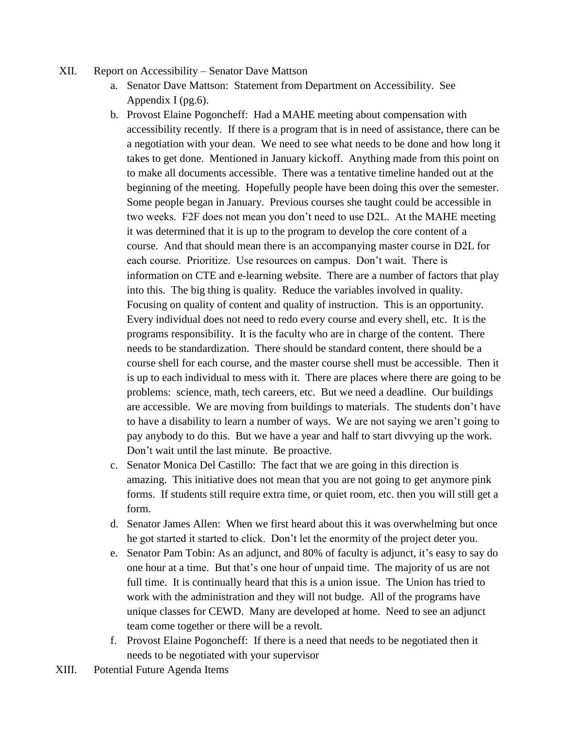XII. Report on Accessibility – Senator Dave Mattson

a. Senator Dave Mattson: Statement from Department on Accessibility. See Appendix I (pg.6).

b. Provost Elaine Pogoncheff: Had a MAHE meeting about compensation with accessibility recently. If there is a program that is in need of assistance, there can be a negotiation with your dean. We need to see what needs to be done and how long it takes to get done. Mentioned in January kickoff. Anything made from this point on to make all documents accessible. There was a tentative timeline handed out at the beginning of the meeting. Hopefully people have been doing this over the semester. Some people began in January. Previous courses she taught could be accessible in two weeks. F2F does not mean you don't need to use D2L. At the MAHE meeting it was determined that it is up to the program to develop the core content of a course. And that should mean there is an accompanying master course in D2L for each course. Prioritize. Use resources on campus. Don't wait. There is information on CTE and e-learning website. There are a number of factors that play into this. The big thing is quality. Reduce the variables involved in quality. Focusing on quality of content and quality of instruction. This is an opportunity. Every individual does not need to redo every course and every shell, etc. It is the programs responsibility. It is the faculty who are in charge of the content. There needs to be standardization. There should be standard content, there should be a course shell for each course, and the master course shell must be accessible. Then it is up to each individual to mess with it. There are places where there are going to be problems: science, math, tech careers, etc. But we need a deadline. Our buildings are accessible. We are moving from buildings to materials. The students don't have to have a disability to learn a number of ways. We are not saying we aren't going to pay anybody to do this. But we have a year and half to start divvying up the work. Don't wait until the last minute. Be proactive.

c. Senator Monica Del Castillo: The fact that we are going in this direction is amazing. This initiative does not mean that you are not going to get anymore pink forms. If students still require extra time, or quiet room, etc. then you will still get a form.

d. Senator James Allen: When we first heard about this it was overwhelming but once he got started it started to click. Don't let the enormity of the project deter you.

e. Senator Pam Tobin: As an adjunct, and 80% of faculty is adjunct, it's easy to say do one hour at a time. But that's one hour of unpaid time. The majority of us are not full time. It is continually heard that this is a union issue. The Union has tried to work with the administration and they will not budge. All of the programs have unique classes for CEWD. Many are developed at home. Need to see an adjunct team come together or there will be a revolt.

f. Provost Elaine Pogoncheff: If there is a need that needs to be negotiated then it needs to be negotiated with your supervisor

XIII. Potential Future Agenda Items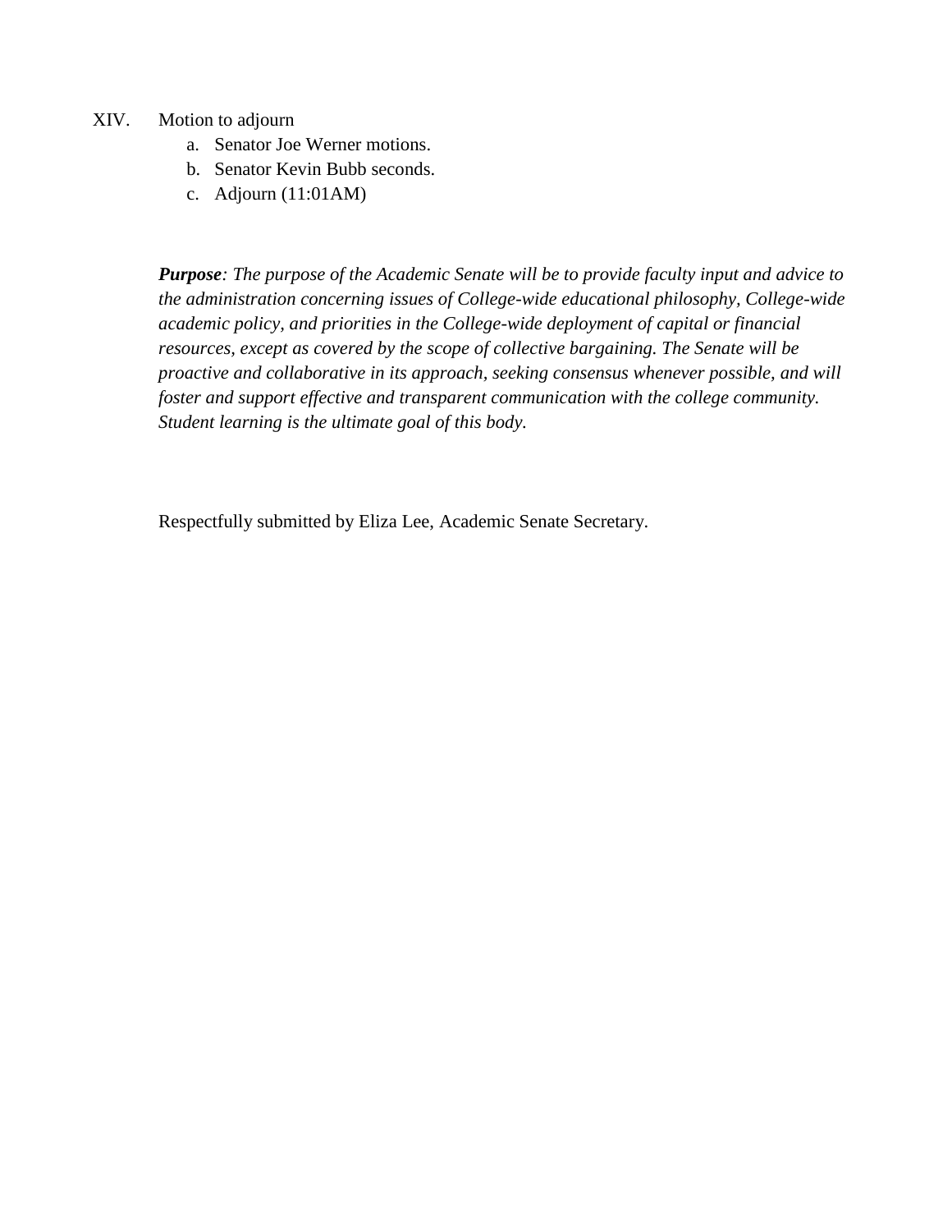XIV. Motion to adjourn
   a. Senator Joe Werner motions.
   b. Senator Kevin Bubb seconds.
   c. Adjourn (11:01AM)

***Purpose****: The purpose of the Academic Senate will be to provide faculty input and advice to the administration concerning issues of College-wide educational philosophy, College-wide academic policy, and priorities in the College-wide deployment of capital or financial resources, except as covered by the scope of collective bargaining. The Senate will be proactive and collaborative in its approach, seeking consensus whenever possible, and will foster and support effective and transparent communication with the college community. Student learning is the ultimate goal of this body.*

Respectfully submitted by Eliza Lee, Academic Senate Secretary.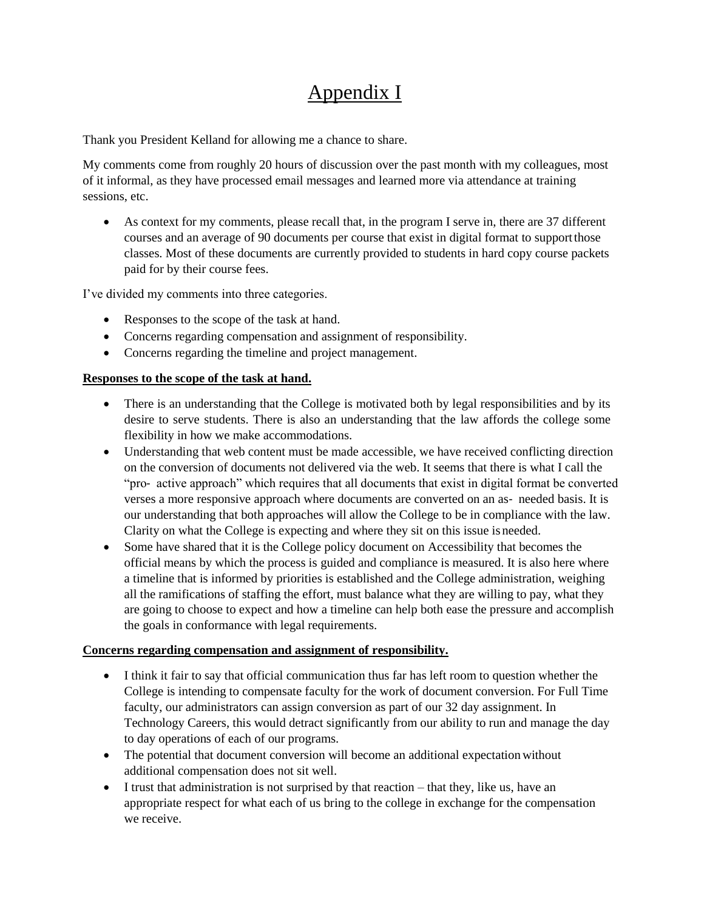# Appendix I

Thank you President Kelland for allowing me a chance to share.

My comments come from roughly 20 hours of discussion over the past month with my colleagues, most of it informal, as they have processed email messages and learned more via attendance at training sessions, etc.

- As context for my comments, please recall that, in the program I serve in, there are 37 different courses and an average of 90 documents per course that exist in digital format to support those classes. Most of these documents are currently provided to students in hard copy course packets paid for by their course fees.

I've divided my comments into three categories.

- Responses to the scope of the task at hand.
- Concerns regarding compensation and assignment of responsibility.
- Concerns regarding the timeline and project management.

**Responses to the scope of the task at hand.**

- There is an understanding that the College is motivated both by legal responsibilities and by its desire to serve students. There is also an understanding that the law affords the college some flexibility in how we make accommodations.
- Understanding that web content must be made accessible, we have received conflicting direction on the conversion of documents not delivered via the web. It seems that there is what I call the "pro- active approach" which requires that all documents that exist in digital format be converted verses a more responsive approach where documents are converted on an as- needed basis. It is our understanding that both approaches will allow the College to be in compliance with the law. Clarity on what the College is expecting and where they sit on this issue is needed.
- Some have shared that it is the College policy document on Accessibility that becomes the official means by which the process is guided and compliance is measured. It is also here where a timeline that is informed by priorities is established and the College administration, weighing all the ramifications of staffing the effort, must balance what they are willing to pay, what they are going to choose to expect and how a timeline can help both ease the pressure and accomplish the goals in conformance with legal requirements.

**Concerns regarding compensation and assignment of responsibility.**

- I think it fair to say that official communication thus far has left room to question whether the College is intending to compensate faculty for the work of document conversion. For Full Time faculty, our administrators can assign conversion as part of our 32 day assignment. In Technology Careers, this would detract significantly from our ability to run and manage the day to day operations of each of our programs.
- The potential that document conversion will become an additional expectation without additional compensation does not sit well.
- I trust that administration is not surprised by that reaction – that they, like us, have an appropriate respect for what each of us bring to the college in exchange for the compensation we receive.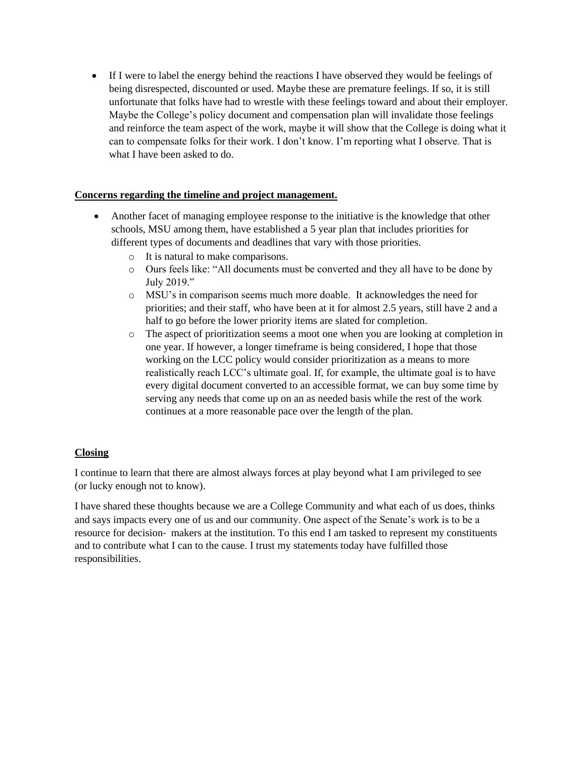- If I were to label the energy behind the reactions I have observed they would be feelings of being disrespected, discounted or used. Maybe these are premature feelings. If so, it is still unfortunate that folks have had to wrestle with these feelings toward and about their employer. Maybe the College's policy document and compensation plan will invalidate those feelings and reinforce the team aspect of the work, maybe it will show that the College is doing what it can to compensate folks for their work. I don't know. I'm reporting what I observe. That is what I have been asked to do.

**<u>Concerns regarding the timeline and project management.</u>**

- Another facet of managing employee response to the initiative is the knowledge that other schools, MSU among them, have established a 5 year plan that includes priorities for different types of documents and deadlines that vary with those priorities.
  - It is natural to make comparisons.
  - Ours feels like: "All documents must be converted and they all have to be done by July 2019."
  - MSU's in comparison seems much more doable. It acknowledges the need for priorities; and their staff, who have been at it for almost 2.5 years, still have 2 and a half to go before the lower priority items are slated for completion.
  - The aspect of prioritization seems a moot one when you are looking at completion in one year. If however, a longer timeframe is being considered, I hope that those working on the LCC policy would consider prioritization as a means to more realistically reach LCC's ultimate goal. If, for example, the ultimate goal is to have every digital document converted to an accessible format, we can buy some time by serving any needs that come up on an as needed basis while the rest of the work continues at a more reasonable pace over the length of the plan.

**<u>Closing</u>**

I continue to learn that there are almost always forces at play beyond what I am privileged to see (or lucky enough not to know).

I have shared these thoughts because we are a College Community and what each of us does, thinks and says impacts every one of us and our community. One aspect of the Senate's work is to be a resource for decision- makers at the institution. To this end I am tasked to represent my constituents and to contribute what I can to the cause. I trust my statements today have fulfilled those responsibilities.